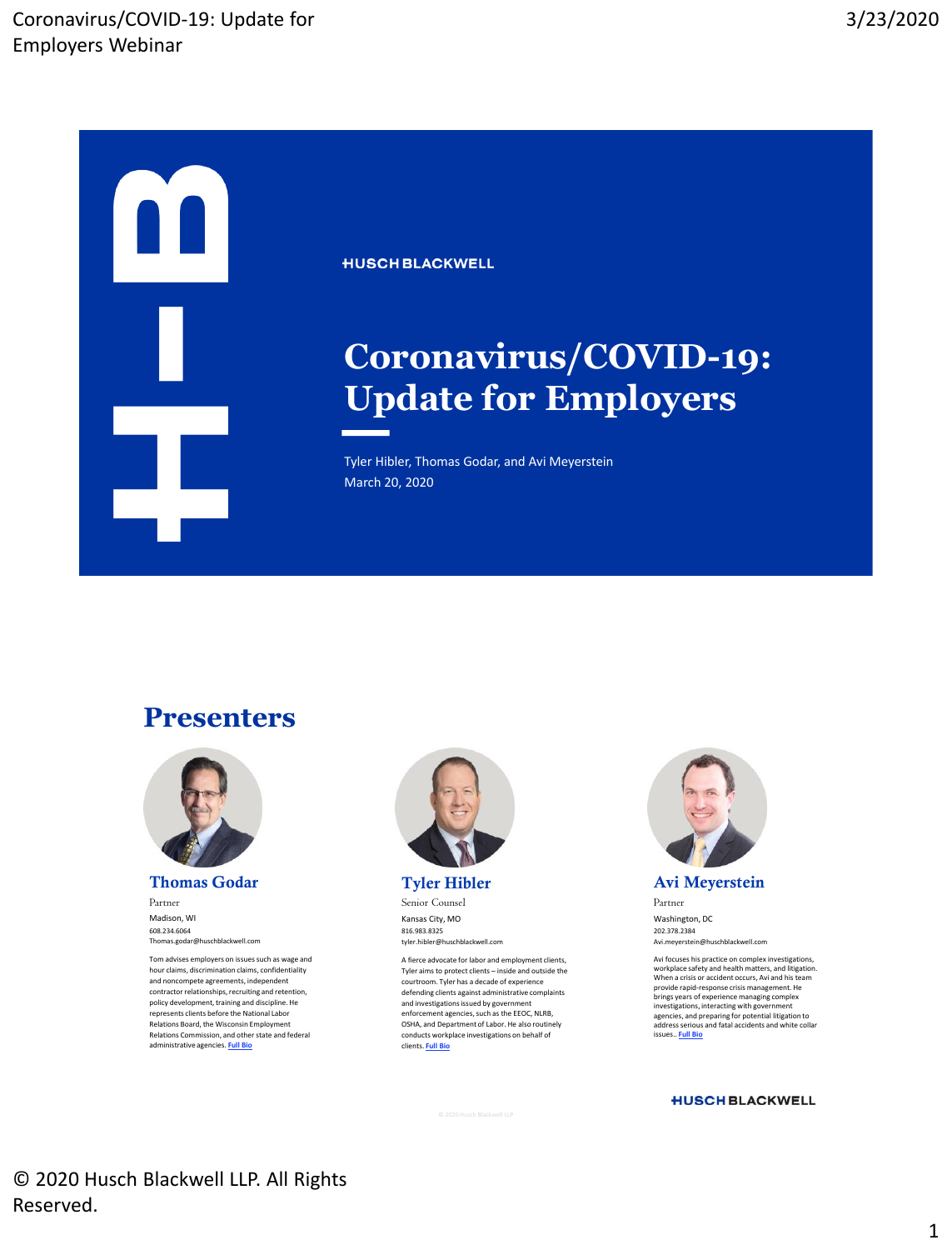HUSCH BLACKWELL

# Coronavirus/COVID-19: Update for Employers

Tyler Hibler, Thomas Godar, and Avi Meyerstein
March 20, 2020

## Presenters

### Thomas Godar

Partner
Madison, WI
608.234.6064
Thomas.godar@huschblackwell.com

Tom advises employers on issues such as wage and hour claims, discrimination claims, confidentiality and noncompete agreements, independent contractor relationships, recruiting and retention, policy development, training and discipline. He represents clients before the National Labor Relations Board, the Wisconsin Employment Relations Commission, and other state and federal administrative agencies. Full Bio

### Tyler Hibler

Senior Counsel
Kansas City, MO
816.983.8325
tyler.hibler@huschblackwell.com

A fierce advocate for labor and employment clients, Tyler aims to protect clients – inside and outside the courtroom. Tyler has a decade of experience defending clients against administrative complaints and investigations issued by government enforcement agencies, such as the EEOC, NLRB, OSHA, and Department of Labor. He also routinely conducts workplace investigations on behalf of clients. Full Bio

### Avi Meyerstein

Partner
Washington, DC
202.378.2384
Avi.meyerstein@huschblackwell.com

Avi focuses his practice on complex investigations, workplace safety and health matters, and litigation. When a crisis or accident occurs, Avi and his team provide rapid-response crisis management. He brings years of experience managing complex investigations, interacting with government agencies, and preparing for potential litigation to address serious and fatal accidents and white collar issues.. Full Bio

HUSCH BLACKWELL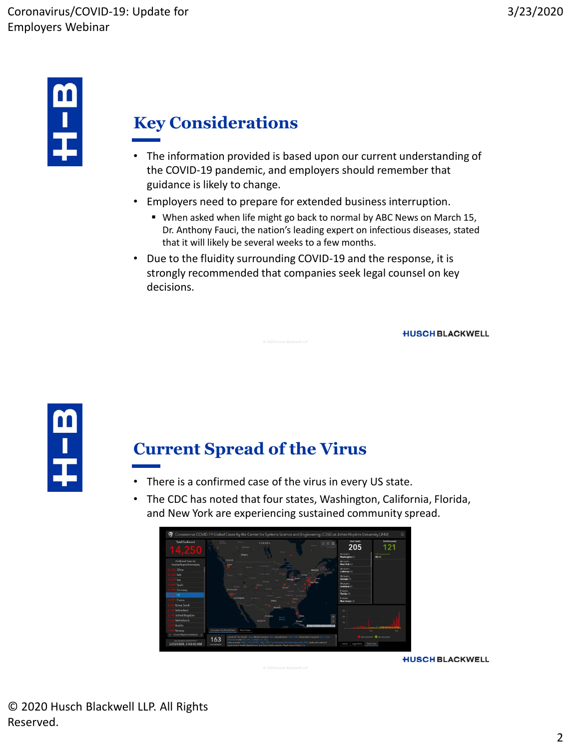## Key Considerations

- The information provided is based upon our current understanding of the COVID-19 pandemic, and employers should remember that guidance is likely to change.
- Employers need to prepare for extended business interruption.
  - When asked when life might go back to normal by ABC News on March 15, Dr. Anthony Fauci, the nation's leading expert on infectious diseases, stated that it will likely be several weeks to a few months.
- Due to the fluidity surrounding COVID-19 and the response, it is strongly recommended that companies seek legal counsel on key decisions.

## Current Spread of the Virus

- There is a confirmed case of the virus in every US state.
- The CDC has noted that four states, Washington, California, Florida, and New York are experiencing sustained community spread.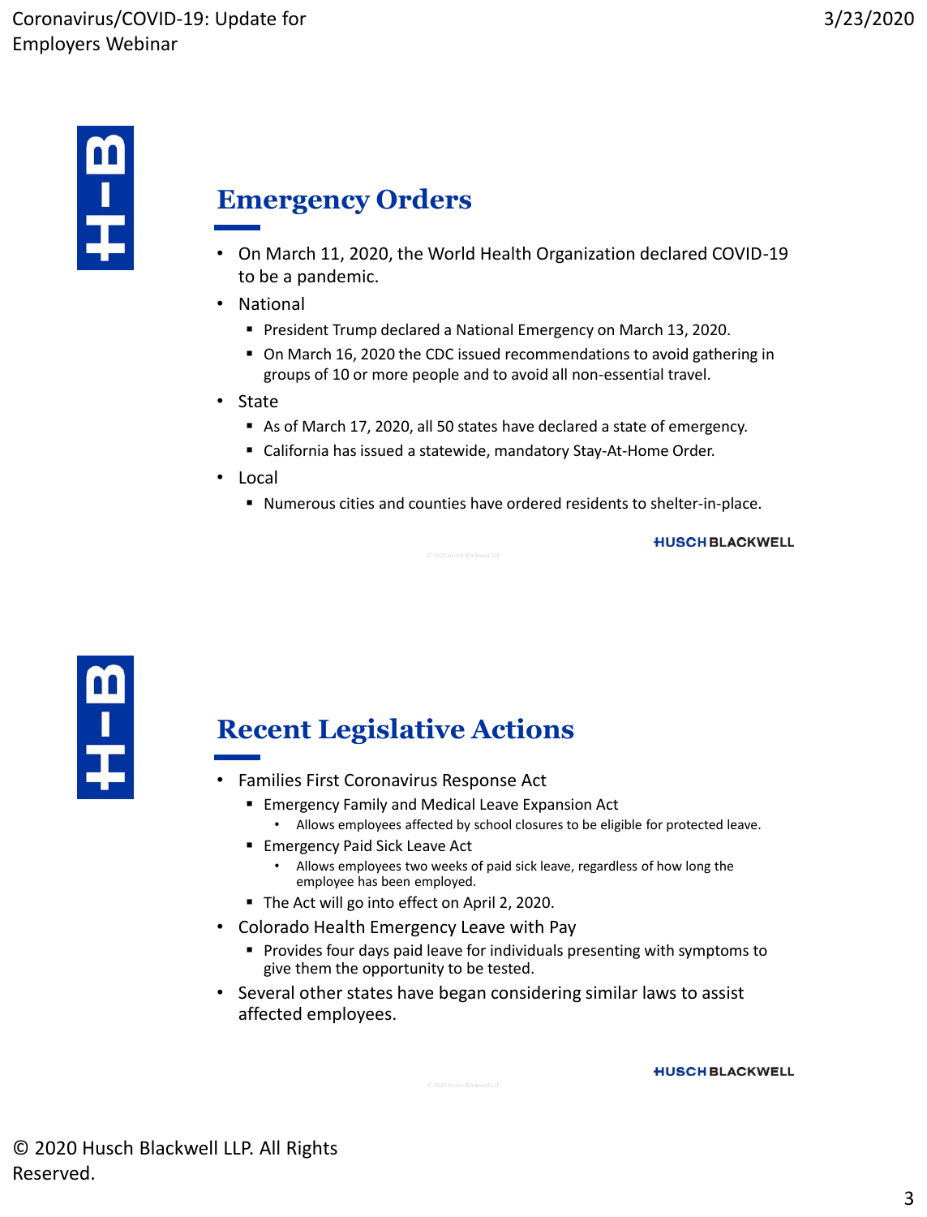## Emergency Orders

- On March 11, 2020, the World Health Organization declared COVID-19 to be a pandemic.
- National
  - President Trump declared a National Emergency on March 13, 2020.
  - On March 16, 2020 the CDC issued recommendations to avoid gathering in groups of 10 or more people and to avoid all non-essential travel.
- State
  - As of March 17, 2020, all 50 states have declared a state of emergency.
  - California has issued a statewide, mandatory Stay-At-Home Order.
- Local
  - Numerous cities and counties have ordered residents to shelter-in-place.

## Recent Legislative Actions

- Families First Coronavirus Response Act
  - Emergency Family and Medical Leave Expansion Act
    - Allows employees affected by school closures to be eligible for protected leave.
  - Emergency Paid Sick Leave Act
    - Allows employees two weeks of paid sick leave, regardless of how long the employee has been employed.
  - The Act will go into effect on April 2, 2020.
- Colorado Health Emergency Leave with Pay
  - Provides four days paid leave for individuals presenting with symptoms to give them the opportunity to be tested.
- Several other states have began considering similar laws to assist affected employees.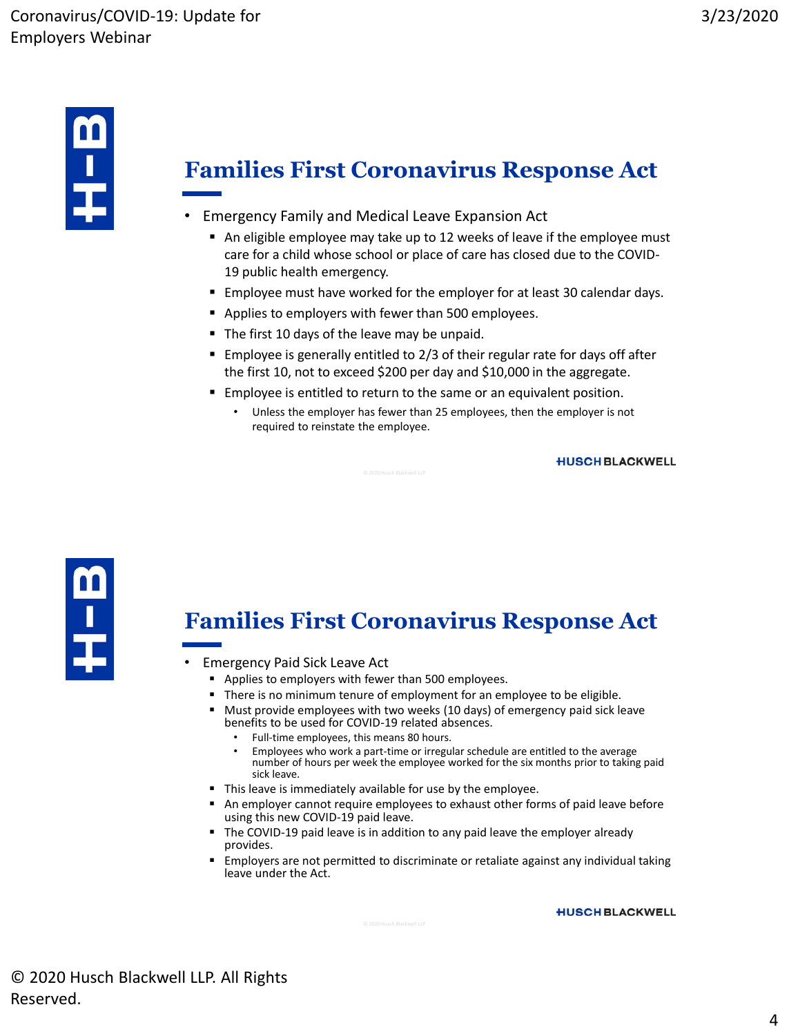## Families First Coronavirus Response Act

- Emergency Family and Medical Leave Expansion Act
  - An eligible employee may take up to 12 weeks of leave if the employee must care for a child whose school or place of care has closed due to the COVID-19 public health emergency.
  - Employee must have worked for the employer for at least 30 calendar days.
  - Applies to employers with fewer than 500 employees.
  - The first 10 days of the leave may be unpaid.
  - Employee is generally entitled to 2/3 of their regular rate for days off after the first 10, not to exceed $200 per day and $10,000 in the aggregate.
  - Employee is entitled to return to the same or an equivalent position.
    - Unless the employer has fewer than 25 employees, then the employer is not required to reinstate the employee.

## Families First Coronavirus Response Act

- Emergency Paid Sick Leave Act
  - Applies to employers with fewer than 500 employees.
  - There is no minimum tenure of employment for an employee to be eligible.
  - Must provide employees with two weeks (10 days) of emergency paid sick leave benefits to be used for COVID-19 related absences.
    - Full-time employees, this means 80 hours.
    - Employees who work a part-time or irregular schedule are entitled to the average number of hours per week the employee worked for the six months prior to taking paid sick leave.
  - This leave is immediately available for use by the employee.
  - An employer cannot require employees to exhaust other forms of paid leave before using this new COVID-19 paid leave.
  - The COVID-19 paid leave is in addition to any paid leave the employer already provides.
  - Employers are not permitted to discriminate or retaliate against any individual taking leave under the Act.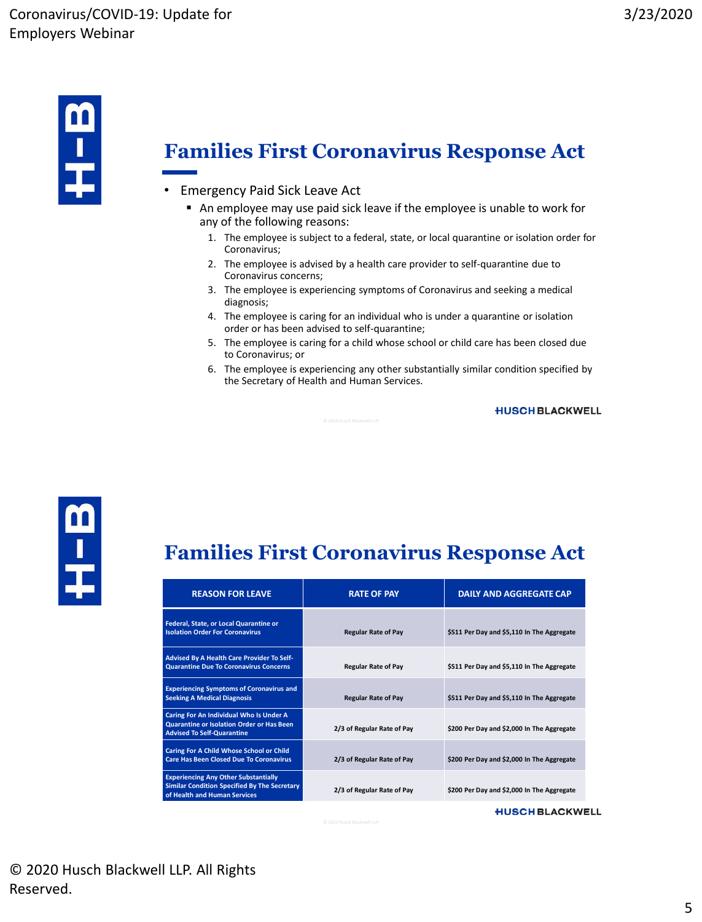## Families First Coronavirus Response Act

- Emergency Paid Sick Leave Act
  - An employee may use paid sick leave if the employee is unable to work for any of the following reasons:
    1. The employee is subject to a federal, state, or local quarantine or isolation order for Coronavirus;
    2. The employee is advised by a health care provider to self-quarantine due to Coronavirus concerns;
    3. The employee is experiencing symptoms of Coronavirus and seeking a medical diagnosis;
    4. The employee is caring for an individual who is under a quarantine or isolation order or has been advised to self-quarantine;
    5. The employee is caring for a child whose school or child care has been closed due to Coronavirus; or
    6. The employee is experiencing any other substantially similar condition specified by the Secretary of Health and Human Services.

## Families First Coronavirus Response Act

| REASON FOR LEAVE | RATE OF PAY | DAILY AND AGGREGATE CAP |
|---|---|---|
| Federal, State, or Local Quarantine or Isolation Order For Coronavirus | Regular Rate of Pay | $511 Per Day and $5,110 In The Aggregate |
| Advised By A Health Care Provider To Self-Quarantine Due To Coronavirus Concerns | Regular Rate of Pay | $511 Per Day and $5,110 In The Aggregate |
| Experiencing Symptoms of Coronavirus and Seeking A Medical Diagnosis | Regular Rate of Pay | $511 Per Day and $5,110 In The Aggregate |
| Caring For An Individual Who Is Under A Quarantine or Isolation Order or Has Been Advised To Self-Quarantine | 2/3 of Regular Rate of Pay | $200 Per Day and $2,000 In The Aggregate |
| Caring For A Child Whose School or Child Care Has Been Closed Due To Coronavirus | 2/3 of Regular Rate of Pay | $200 Per Day and $2,000 In The Aggregate |
| Experiencing Any Other Substantially Similar Condition Specified By The Secretary of Health and Human Services | 2/3 of Regular Rate of Pay | $200 Per Day and $2,000 In The Aggregate |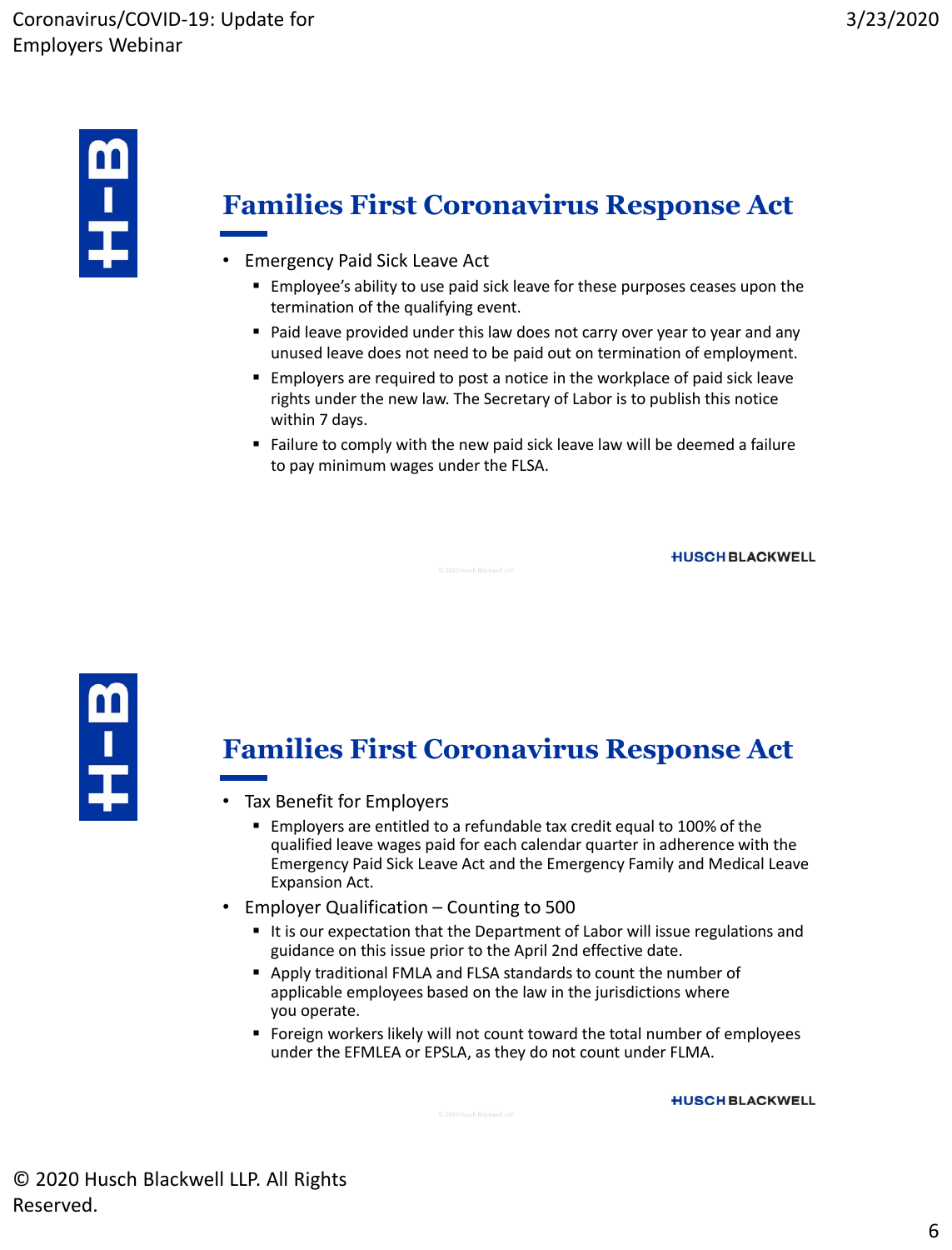## Families First Coronavirus Response Act

- Emergency Paid Sick Leave Act
  - Employee's ability to use paid sick leave for these purposes ceases upon the termination of the qualifying event.
  - Paid leave provided under this law does not carry over year to year and any unused leave does not need to be paid out on termination of employment.
  - Employers are required to post a notice in the workplace of paid sick leave rights under the new law. The Secretary of Labor is to publish this notice within 7 days.
  - Failure to comply with the new paid sick leave law will be deemed a failure to pay minimum wages under the FLSA.

## Families First Coronavirus Response Act

- Tax Benefit for Employers
  - Employers are entitled to a refundable tax credit equal to 100% of the qualified leave wages paid for each calendar quarter in adherence with the Emergency Paid Sick Leave Act and the Emergency Family and Medical Leave Expansion Act.
- Employer Qualification – Counting to 500
  - It is our expectation that the Department of Labor will issue regulations and guidance on this issue prior to the April 2nd effective date.
  - Apply traditional FMLA and FLSA standards to count the number of applicable employees based on the law in the jurisdictions where you operate.
  - Foreign workers likely will not count toward the total number of employees under the EFMLEA or EPSLA, as they do not count under FLMA.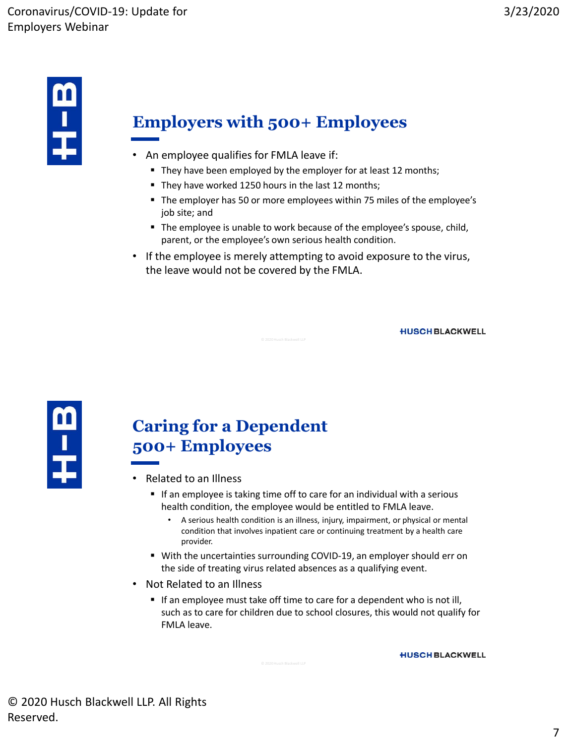## Employers with 500+ Employees

- An employee qualifies for FMLA leave if:
  - They have been employed by the employer for at least 12 months;
  - They have worked 1250 hours in the last 12 months;
  - The employer has 50 or more employees within 75 miles of the employee's job site; and
  - The employee is unable to work because of the employee's spouse, child, parent, or the employee's own serious health condition.
- If the employee is merely attempting to avoid exposure to the virus, the leave would not be covered by the FMLA.

## Caring for a Dependent 500+ Employees

- Related to an Illness
  - If an employee is taking time off to care for an individual with a serious health condition, the employee would be entitled to FMLA leave.
    - A serious health condition is an illness, injury, impairment, or physical or mental condition that involves inpatient care or continuing treatment by a health care provider.
  - With the uncertainties surrounding COVID-19, an employer should err on the side of treating virus related absences as a qualifying event.
- Not Related to an Illness
  - If an employee must take off time to care for a dependent who is not ill, such as to care for children due to school closures, this would not qualify for FMLA leave.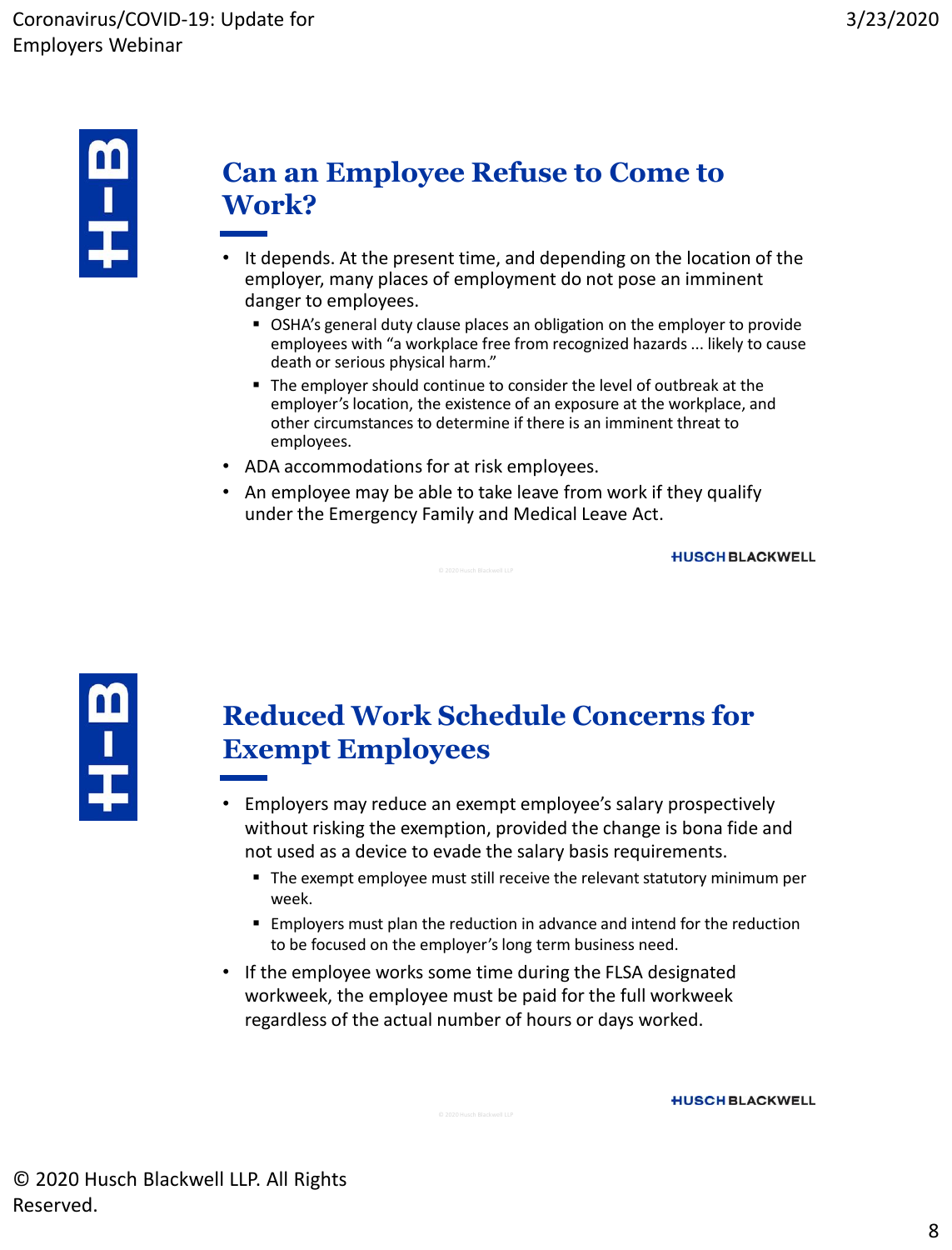## Can an Employee Refuse to Come to Work?

- It depends. At the present time, and depending on the location of the employer, many places of employment do not pose an imminent danger to employees.
  - OSHA's general duty clause places an obligation on the employer to provide employees with "a workplace free from recognized hazards ... likely to cause death or serious physical harm."
  - The employer should continue to consider the level of outbreak at the employer's location, the existence of an exposure at the workplace, and other circumstances to determine if there is an imminent threat to employees.
- ADA accommodations for at risk employees.
- An employee may be able to take leave from work if they qualify under the Emergency Family and Medical Leave Act.

## Reduced Work Schedule Concerns for Exempt Employees

- Employers may reduce an exempt employee's salary prospectively without risking the exemption, provided the change is bona fide and not used as a device to evade the salary basis requirements.
  - The exempt employee must still receive the relevant statutory minimum per week.
  - Employers must plan the reduction in advance and intend for the reduction to be focused on the employer's long term business need.
- If the employee works some time during the FLSA designated workweek, the employee must be paid for the full workweek regardless of the actual number of hours or days worked.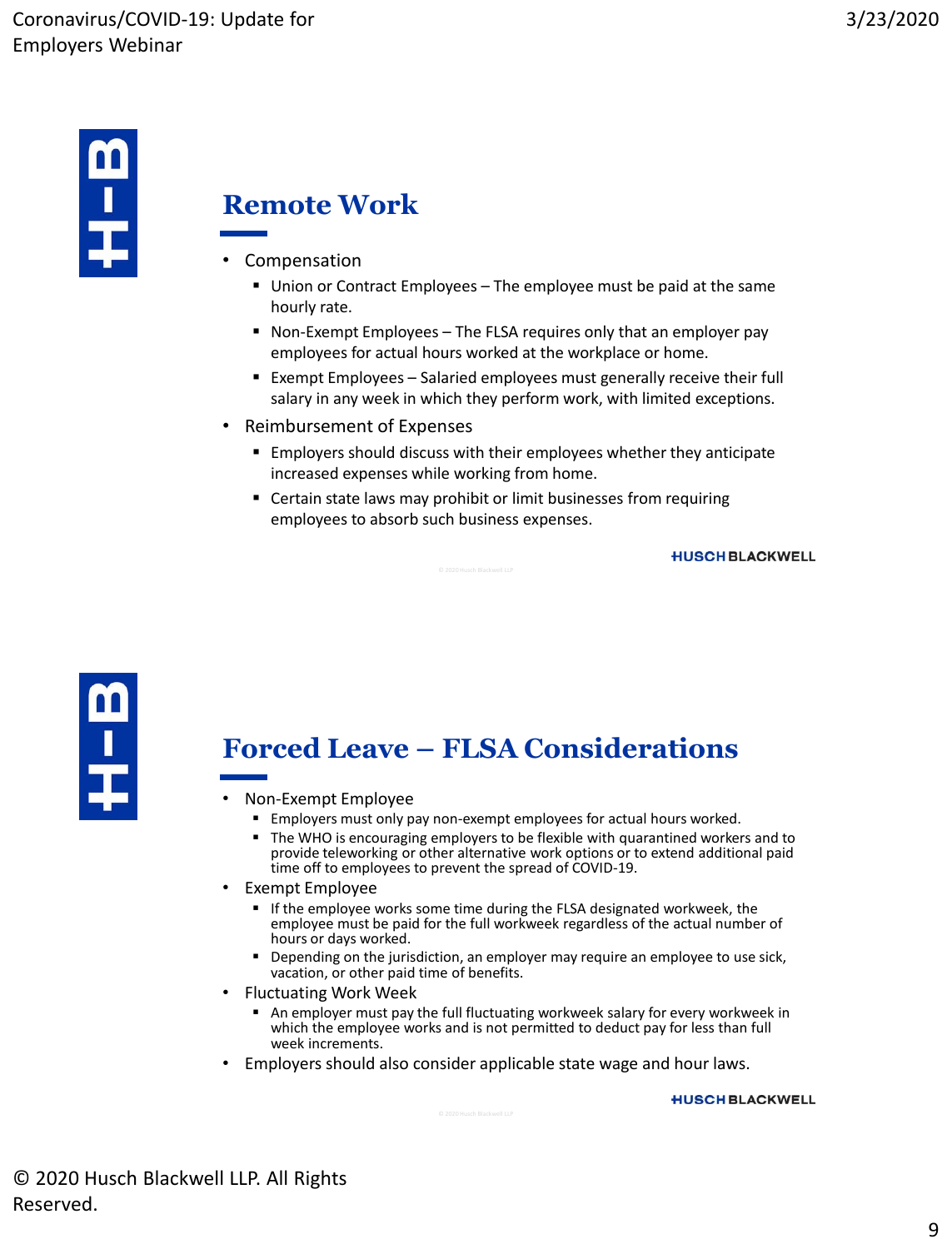## Remote Work

- Compensation
  - Union or Contract Employees – The employee must be paid at the same hourly rate.
  - Non-Exempt Employees – The FLSA requires only that an employer pay employees for actual hours worked at the workplace or home.
  - Exempt Employees – Salaried employees must generally receive their full salary in any week in which they perform work, with limited exceptions.
- Reimbursement of Expenses
  - Employers should discuss with their employees whether they anticipate increased expenses while working from home.
  - Certain state laws may prohibit or limit businesses from requiring employees to absorb such business expenses.

## Forced Leave – FLSA Considerations

- Non-Exempt Employee
  - Employers must only pay non-exempt employees for actual hours worked.
  - The WHO is encouraging employers to be flexible with quarantined workers and to provide teleworking or other alternative work options or to extend additional paid time off to employees to prevent the spread of COVID-19.
- Exempt Employee
  - If the employee works some time during the FLSA designated workweek, the employee must be paid for the full workweek regardless of the actual number of hours or days worked.
  - Depending on the jurisdiction, an employer may require an employee to use sick, vacation, or other paid time of benefits.
- Fluctuating Work Week
  - An employer must pay the full fluctuating workweek salary for every workweek in which the employee works and is not permitted to deduct pay for less than full week increments.
- Employers should also consider applicable state wage and hour laws.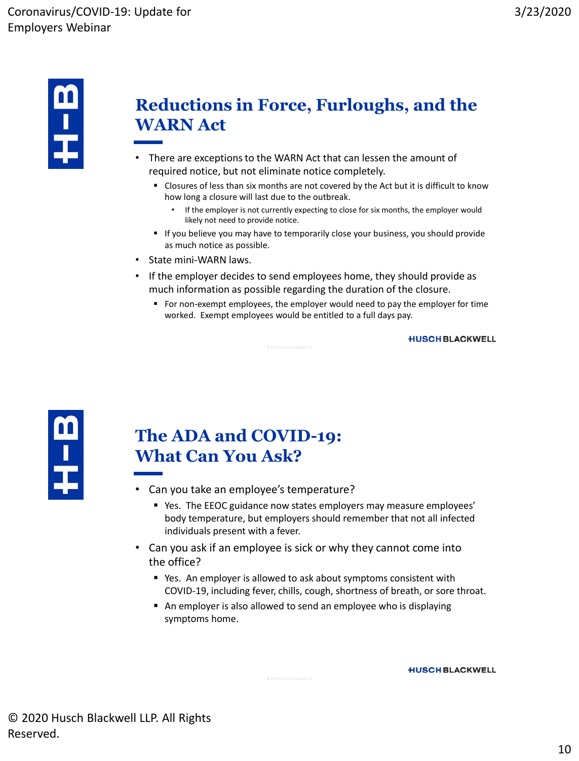## Reductions in Force, Furloughs, and the WARN Act

- There are exceptions to the WARN Act that can lessen the amount of required notice, but not eliminate notice completely.
  - Closures of less than six months are not covered by the Act but it is difficult to know how long a closure will last due to the outbreak.
    - If the employer is not currently expecting to close for six months, the employer would likely not need to provide notice.
  - If you believe you may have to temporarily close your business, you should provide as much notice as possible.
- State mini-WARN laws.
- If the employer decides to send employees home, they should provide as much information as possible regarding the duration of the closure.
  - For non-exempt employees, the employer would need to pay the employer for time worked. Exempt employees would be entitled to a full days pay.

## The ADA and COVID-19: What Can You Ask?

- Can you take an employee's temperature?
  - Yes. The EEOC guidance now states employers may measure employees' body temperature, but employers should remember that not all infected individuals present with a fever.
- Can you ask if an employee is sick or why they cannot come into the office?
  - Yes. An employer is allowed to ask about symptoms consistent with COVID-19, including fever, chills, cough, shortness of breath, or sore throat.
  - An employer is also allowed to send an employee who is displaying symptoms home.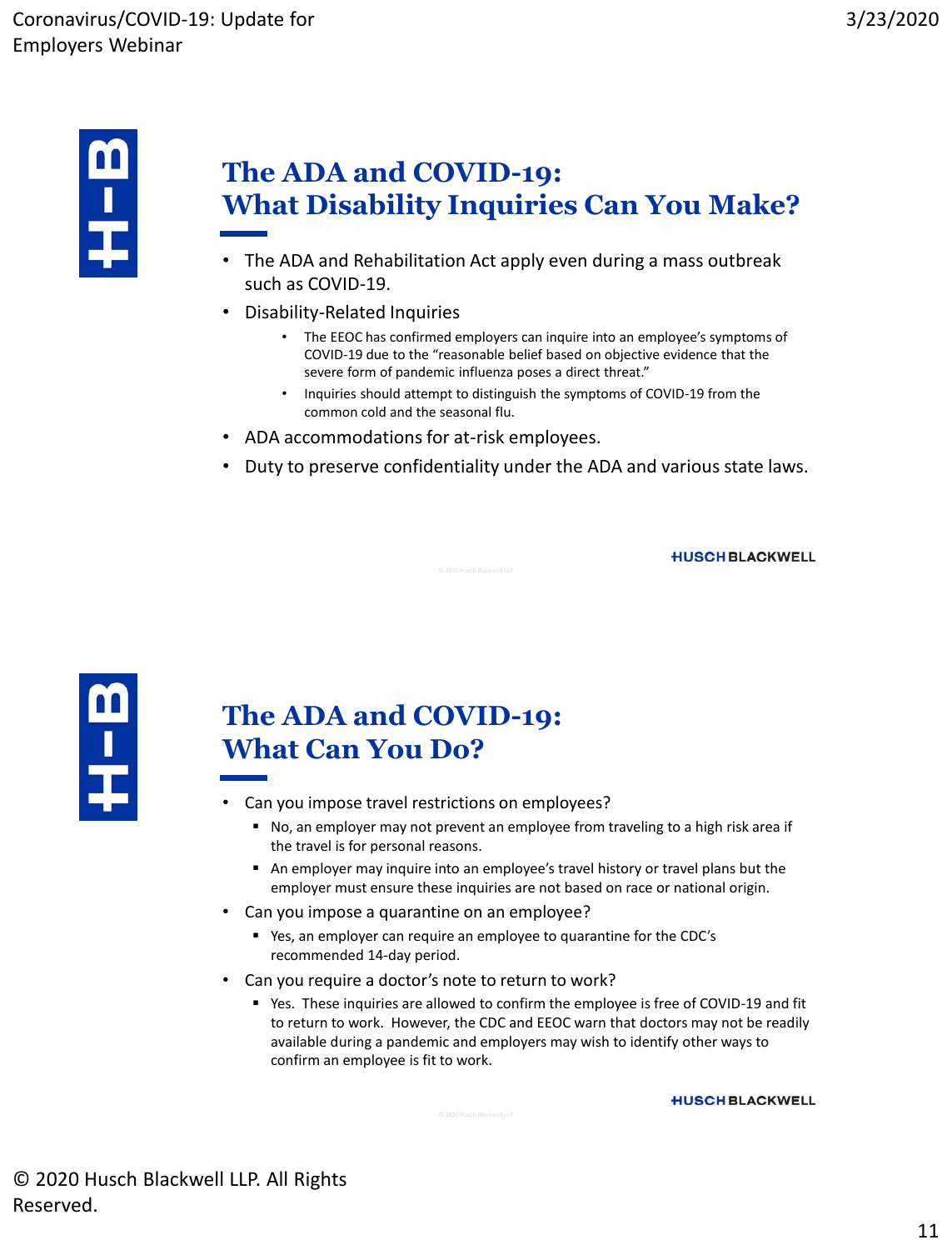## The ADA and COVID-19: What Disability Inquiries Can You Make?

- The ADA and Rehabilitation Act apply even during a mass outbreak such as COVID-19.
- Disability-Related Inquiries
  - The EEOC has confirmed employers can inquire into an employee's symptoms of COVID-19 due to the "reasonable belief based on objective evidence that the severe form of pandemic influenza poses a direct threat."
  - Inquiries should attempt to distinguish the symptoms of COVID-19 from the common cold and the seasonal flu.
- ADA accommodations for at-risk employees.
- Duty to preserve confidentiality under the ADA and various state laws.

HUSCH BLACKWELL

## The ADA and COVID-19: What Can You Do?

- Can you impose travel restrictions on employees?
  - No, an employer may not prevent an employee from traveling to a high risk area if the travel is for personal reasons.
  - An employer may inquire into an employee's travel history or travel plans but the employer must ensure these inquiries are not based on race or national origin.
- Can you impose a quarantine on an employee?
  - Yes, an employer can require an employee to quarantine for the CDC's recommended 14-day period.
- Can you require a doctor's note to return to work?
  - Yes. These inquiries are allowed to confirm the employee is free of COVID-19 and fit to return to work. However, the CDC and EEOC warn that doctors may not be readily available during a pandemic and employers may wish to identify other ways to confirm an employee is fit to work.

HUSCH BLACKWELL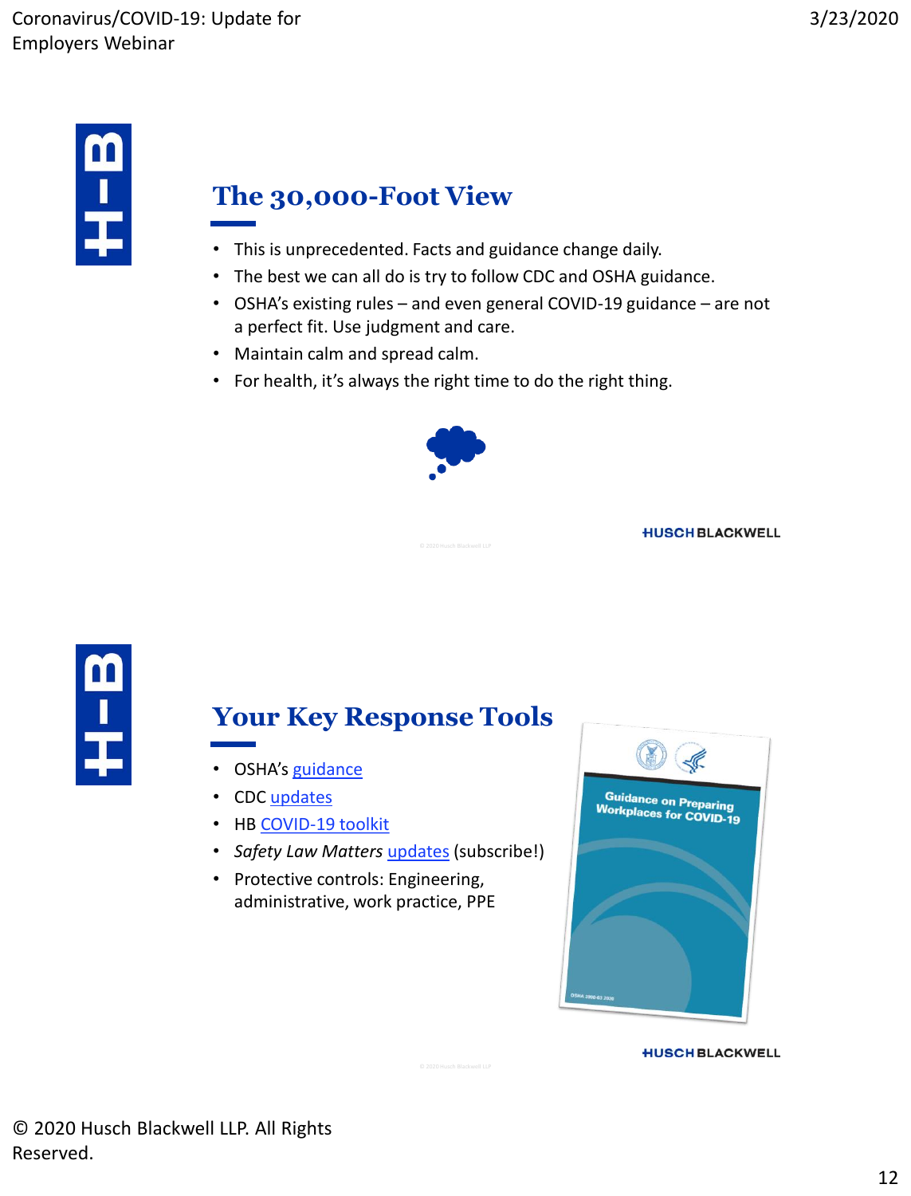## The 30,000-Foot View

- This is unprecedented. Facts and guidance change daily.
- The best we can all do is try to follow CDC and OSHA guidance.
- OSHA's existing rules – and even general COVID-19 guidance – are not a perfect fit. Use judgment and care.
- Maintain calm and spread calm.
- For health, it's always the right time to do the right thing.

## Your Key Response Tools

- OSHA's guidance
- CDC updates
- HB COVID-19 toolkit
- *Safety Law Matters* updates (subscribe!)
- Protective controls: Engineering, administrative, work practice, PPE

Guidance on Preparing Workplaces for COVID-19

© 2020 Husch Blackwell LLP. All Rights Reserved.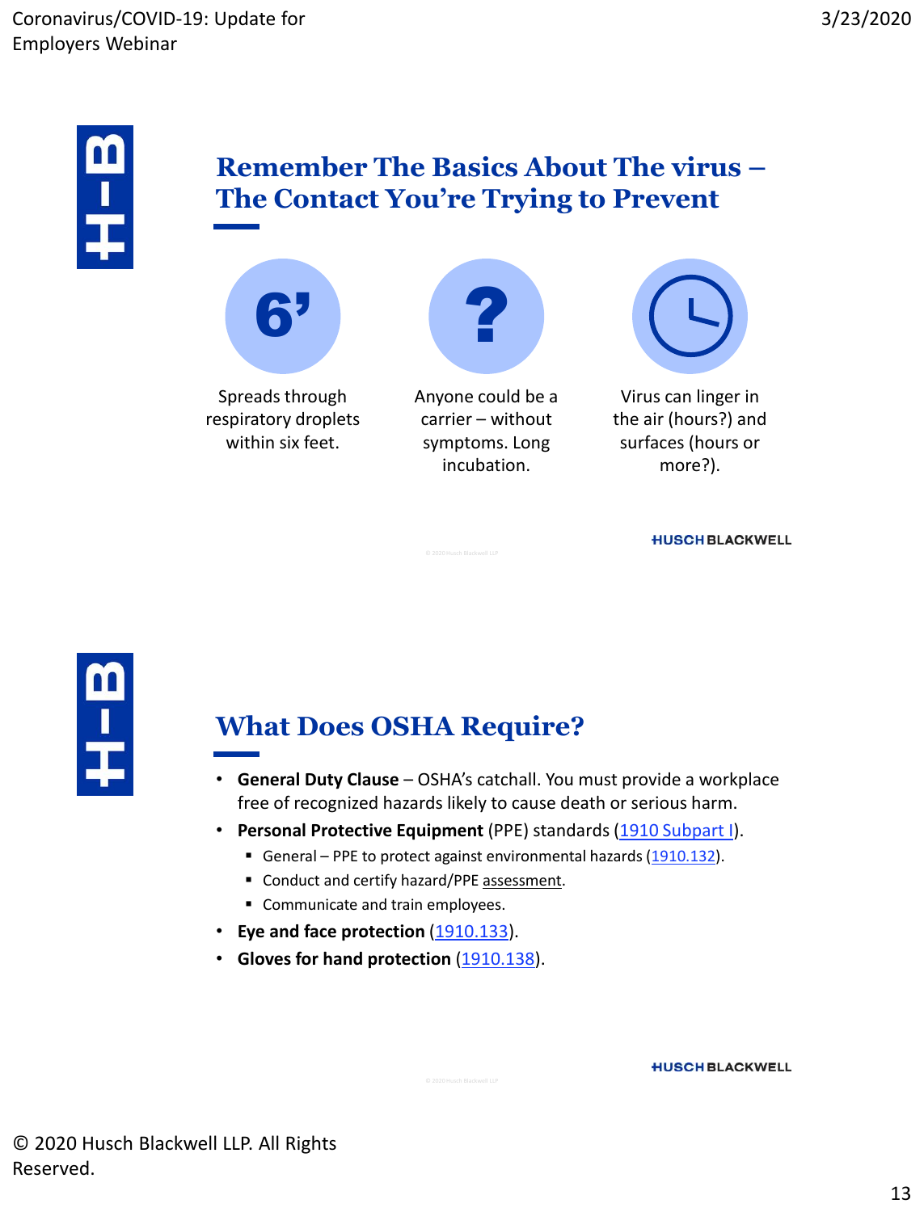## Remember The Basics About The virus – The Contact You're Trying to Prevent

**6'**

Spreads through respiratory droplets within six feet.

**?**

Anyone could be a carrier – without symptoms. Long incubation.

Virus can linger in the air (hours?) and surfaces (hours or more?).

## What Does OSHA Require?

- **General Duty Clause** – OSHA's catchall. You must provide a workplace free of recognized hazards likely to cause death or serious harm.
- **Personal Protective Equipment** (PPE) standards (1910 Subpart I).
  - General – PPE to protect against environmental hazards (1910.132).
  - Conduct and certify hazard/PPE assessment.
  - Communicate and train employees.
- **Eye and face protection** (1910.133).
- **Gloves for hand protection** (1910.138).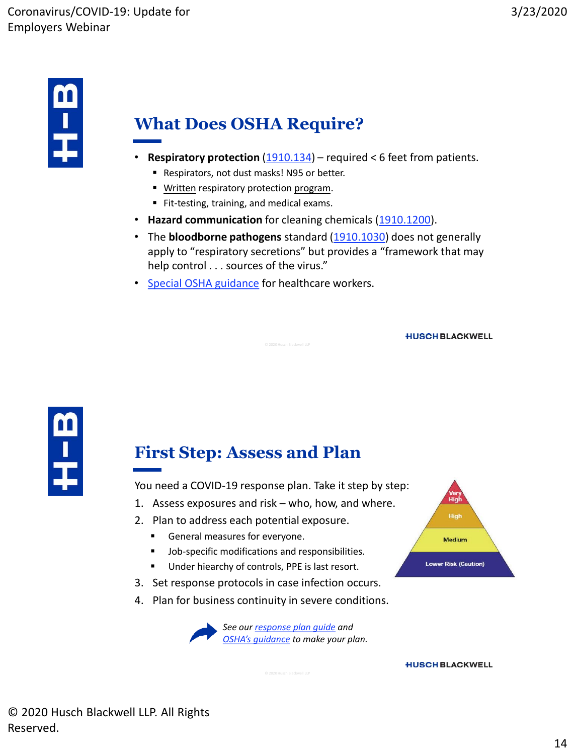## What Does OSHA Require?

- **Respiratory protection** (1910.134) – required < 6 feet from patients.
  - Respirators, not dust masks! N95 or better.
  - Written respiratory protection program.
  - Fit-testing, training, and medical exams.
- **Hazard communication** for cleaning chemicals (1910.1200).
- The **bloodborne pathogens** standard (1910.1030) does not generally apply to "respiratory secretions" but provides a "framework that may help control . . . sources of the virus."
- Special OSHA guidance for healthcare workers.

## First Step: Assess and Plan

You need a COVID-19 response plan. Take it step by step:

1. Assess exposures and risk – who, how, and where.
2. Plan to address each potential exposure.
   - General measures for everyone.
   - Job-specific modifications and responsibilities.
   - Under hiearchy of controls, PPE is last resort.
3. Set response protocols in case infection occurs.
4. Plan for business continuity in severe conditions.

Very High
High
Medium
Lower Risk (Caution)

*See our response plan guide and OSHA's guidance to make your plan.*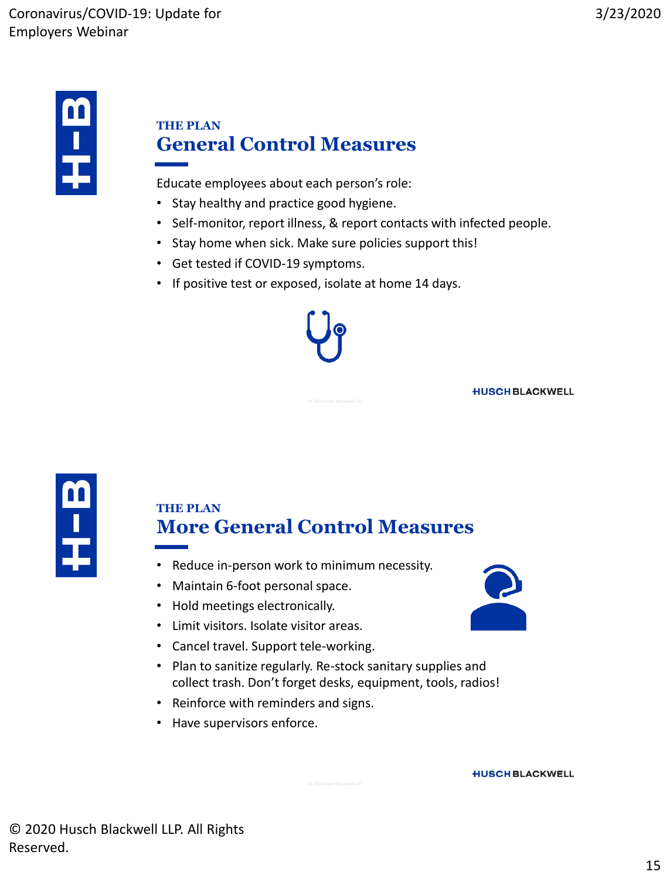THE PLAN

## General Control Measures

Educate employees about each person's role:

- Stay healthy and practice good hygiene.
- Self-monitor, report illness, & report contacts with infected people.
- Stay home when sick. Make sure policies support this!
- Get tested if COVID-19 symptoms.
- If positive test or exposed, isolate at home 14 days.

THE PLAN

## More General Control Measures

- Reduce in-person work to minimum necessity.
- Maintain 6-foot personal space.
- Hold meetings electronically.
- Limit visitors. Isolate visitor areas.
- Cancel travel. Support tele-working.
- Plan to sanitize regularly. Re-stock sanitary supplies and collect trash. Don't forget desks, equipment, tools, radios!
- Reinforce with reminders and signs.
- Have supervisors enforce.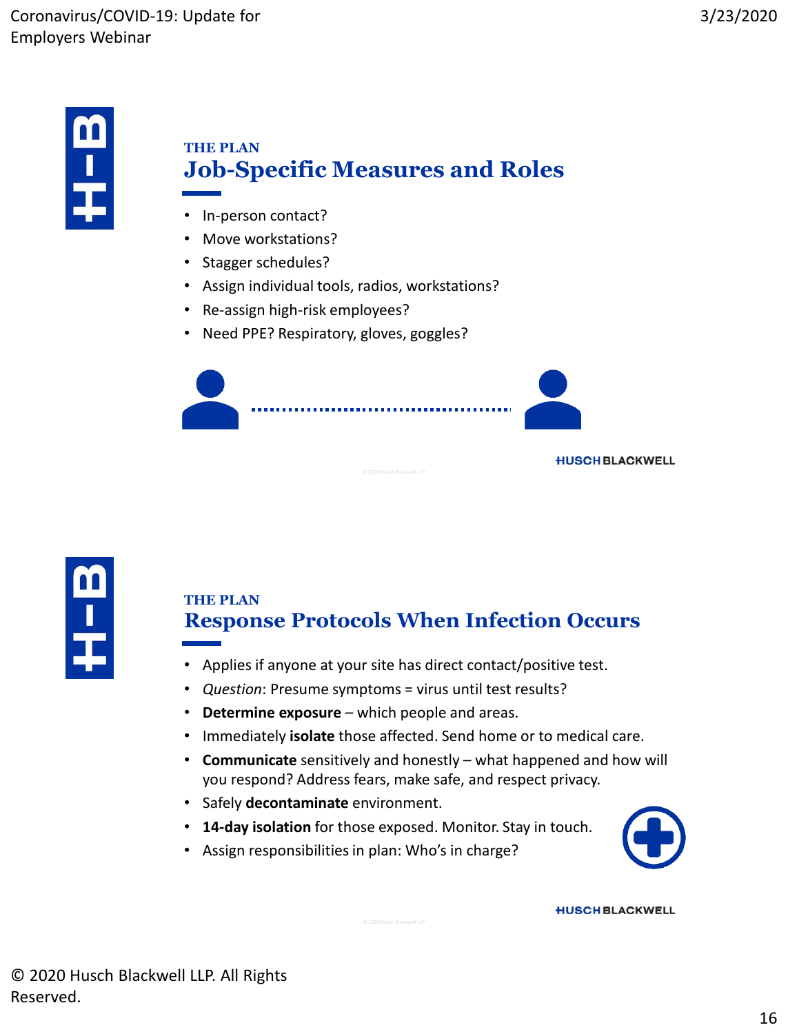## THE PLAN
## Job-Specific Measures and Roles

- In-person contact?
- Move workstations?
- Stagger schedules?
- Assign individual tools, radios, workstations?
- Re-assign high-risk employees?
- Need PPE? Respiratory, gloves, goggles?

## THE PLAN
## Response Protocols When Infection Occurs

- Applies if anyone at your site has direct contact/positive test.
- *Question*: Presume symptoms = virus until test results?
- **Determine exposure** – which people and areas.
- Immediately **isolate** those affected. Send home or to medical care.
- **Communicate** sensitively and honestly – what happened and how will you respond? Address fears, make safe, and respect privacy.
- Safely **decontaminate** environment.
- **14-day isolation** for those exposed. Monitor. Stay in touch.
- Assign responsibilities in plan: Who's in charge?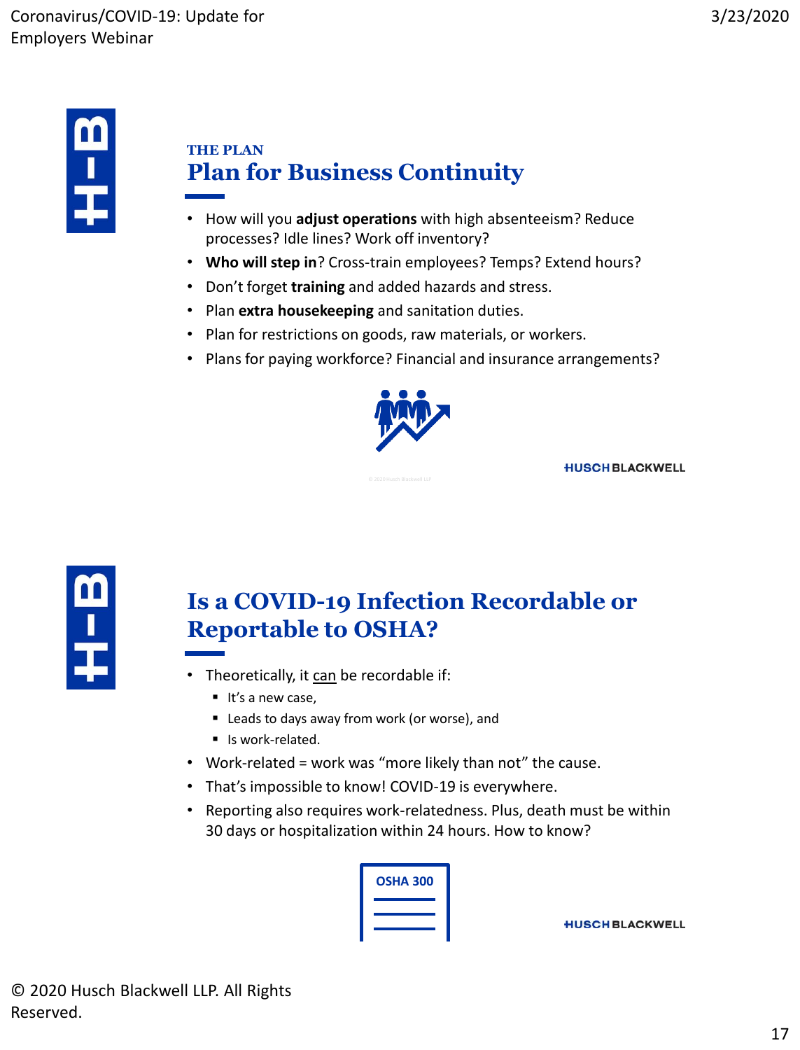THE PLAN

## Plan for Business Continuity

- How will you **adjust operations** with high absenteeism? Reduce processes? Idle lines? Work off inventory?
- **Who will step in**? Cross-train employees? Temps? Extend hours?
- Don't forget **training** and added hazards and stress.
- Plan **extra housekeeping** and sanitation duties.
- Plan for restrictions on goods, raw materials, or workers.
- Plans for paying workforce? Financial and insurance arrangements?

## Is a COVID-19 Infection Recordable or Reportable to OSHA?

- Theoretically, it can be recordable if:
  - It's a new case,
  - Leads to days away from work (or worse), and
  - Is work-related.
- Work-related = work was "more likely than not" the cause.
- That's impossible to know! COVID-19 is everywhere.
- Reporting also requires work-relatedness. Plus, death must be within 30 days or hospitalization within 24 hours. How to know?

OSHA 300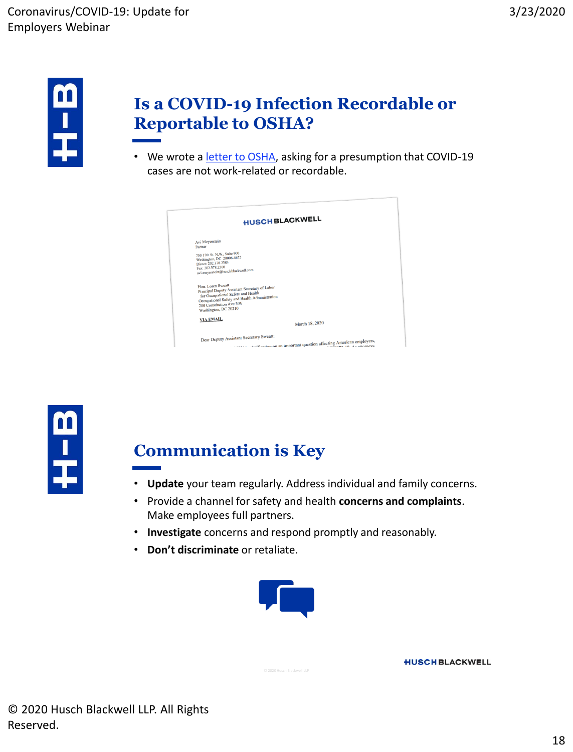## Is a COVID-19 Infection Recordable or Reportable to OSHA?

- We wrote a letter to OSHA, asking for a presumption that COVID-19 cases are not work-related or recordable.

## Communication is Key

- **Update** your team regularly. Address individual and family concerns.
- Provide a channel for safety and health **concerns and complaints**. Make employees full partners.
- **Investigate** concerns and respond promptly and reasonably.
- **Don't discriminate** or retaliate.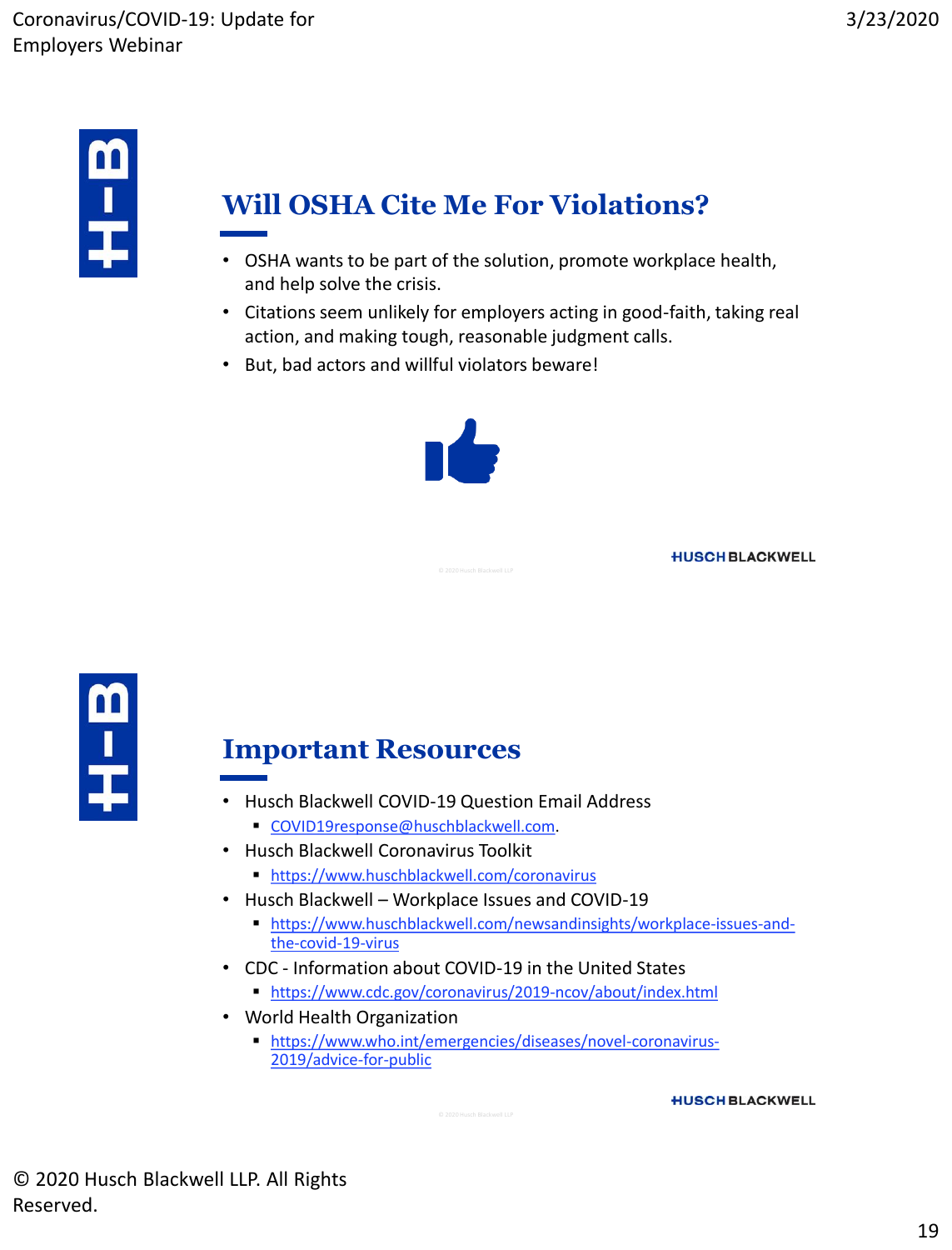## Will OSHA Cite Me For Violations?

- OSHA wants to be part of the solution, promote workplace health, and help solve the crisis.
- Citations seem unlikely for employers acting in good-faith, taking real action, and making tough, reasonable judgment calls.
- But, bad actors and willful violators beware!

## Important Resources

- Husch Blackwell COVID-19 Question Email Address
  - COVID19response@huschblackwell.com.
- Husch Blackwell Coronavirus Toolkit
  - https://www.huschblackwell.com/coronavirus
- Husch Blackwell – Workplace Issues and COVID-19
  - https://www.huschblackwell.com/newsandinsights/workplace-issues-and-the-covid-19-virus
- CDC - Information about COVID-19 in the United States
  - https://www.cdc.gov/coronavirus/2019-ncov/about/index.html
- World Health Organization
  - https://www.who.int/emergencies/diseases/novel-coronavirus-2019/advice-for-public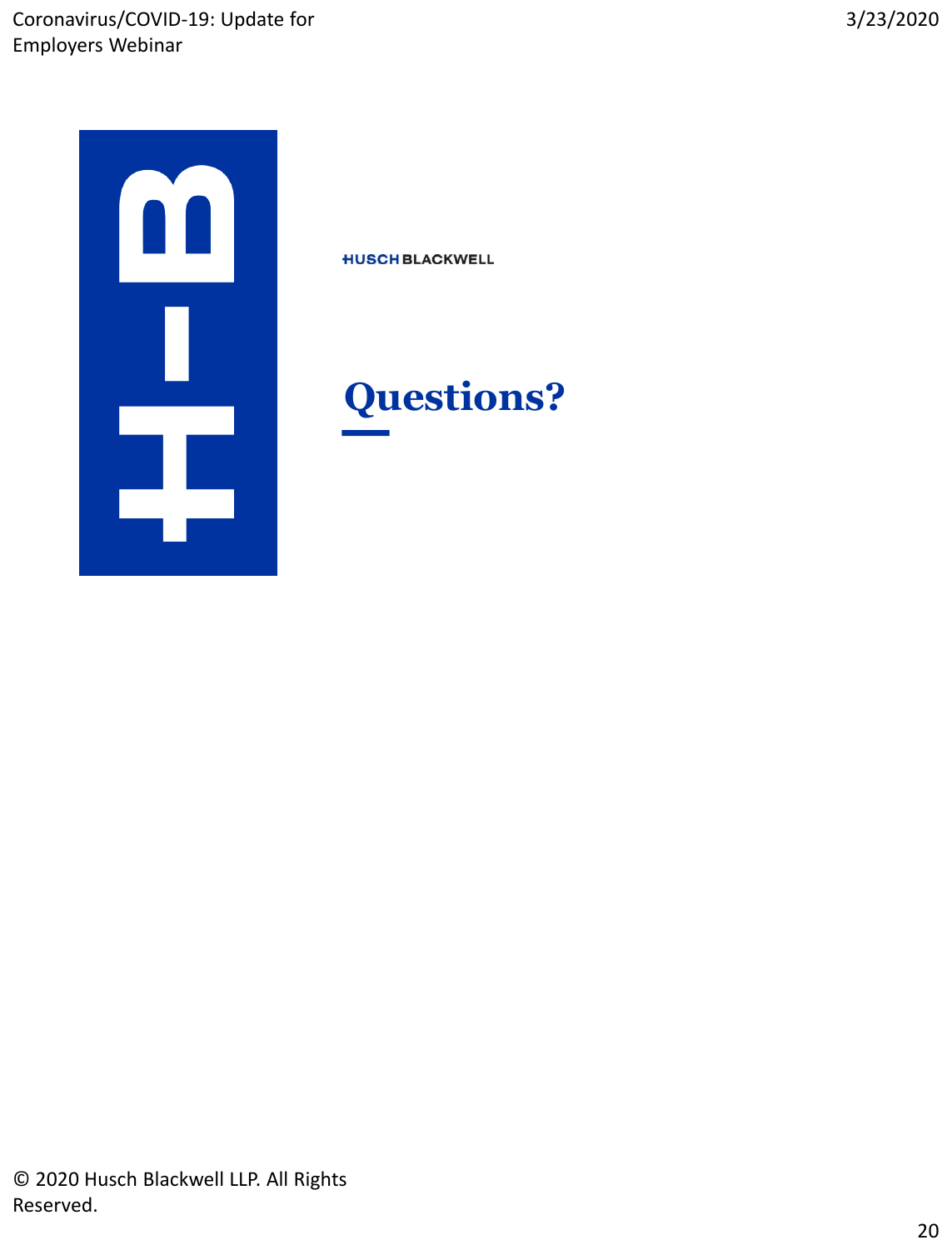HUSCH BLACKWELL

# Questions?